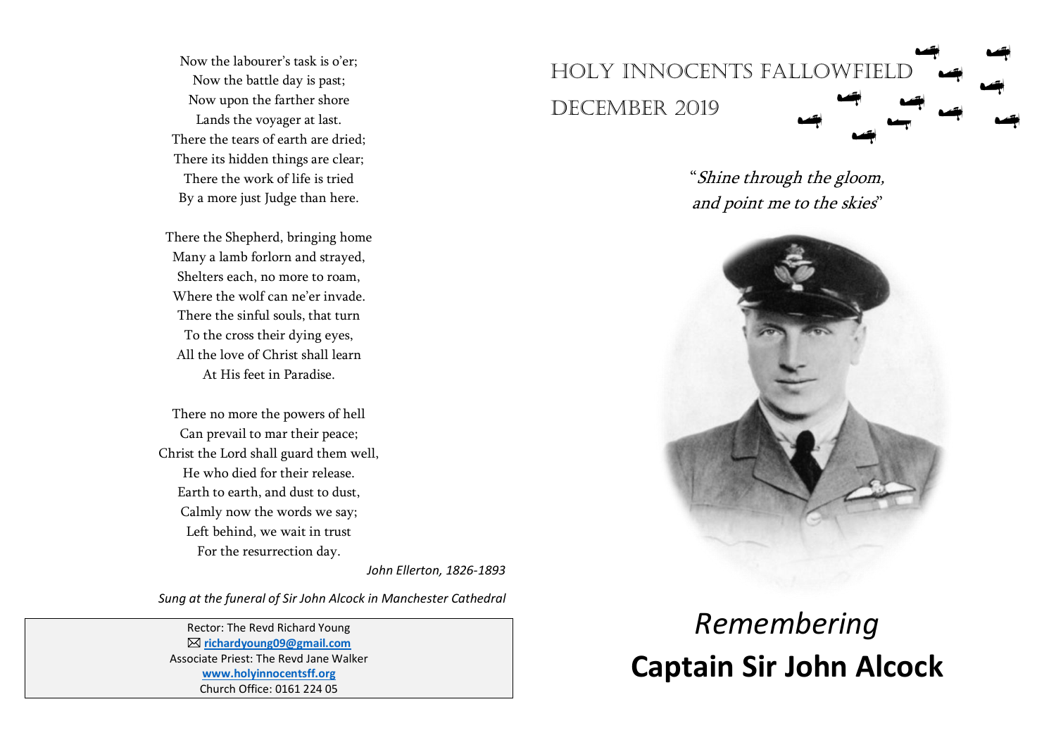Now the labourer's task is o'er;
Now the battle day is past;
Now upon the farther shore
Lands the voyager at last.
There the tears of earth are dried;
There its hidden things are clear;
There the work of life is tried
By a more just Judge than here.

There the Shepherd, bringing home
Many a lamb forlorn and strayed,
Shelters each, no more to roam,
Where the wolf can ne'er invade.
There the sinful souls, that turn
To the cross their dying eyes,
All the love of Christ shall learn
At His feet in Paradise.

There no more the powers of hell
Can prevail to mar their peace;
Christ the Lord shall guard them well,
He who died for their release.
Earth to earth, and dust to dust,
Calmly now the words we say;
Left behind, we wait in trust
For the resurrection day.

*John Ellerton, 1826-1893*

*Sung at the funeral of Sir John Alcock in Manchester Cathedral*

Rector: The Revd Richard Young
✉ **richardyoung09@gmail.com**
Associate Priest: The Revd Jane Walker
**www.holyinnocentsff.org**
Church Office: 0161 224 05

# Holy Innocents Fallowfield
# December 2019

"*Shine through the gloom, and point me to the skies*"

# *Remembering*
# **Captain Sir John Alcock**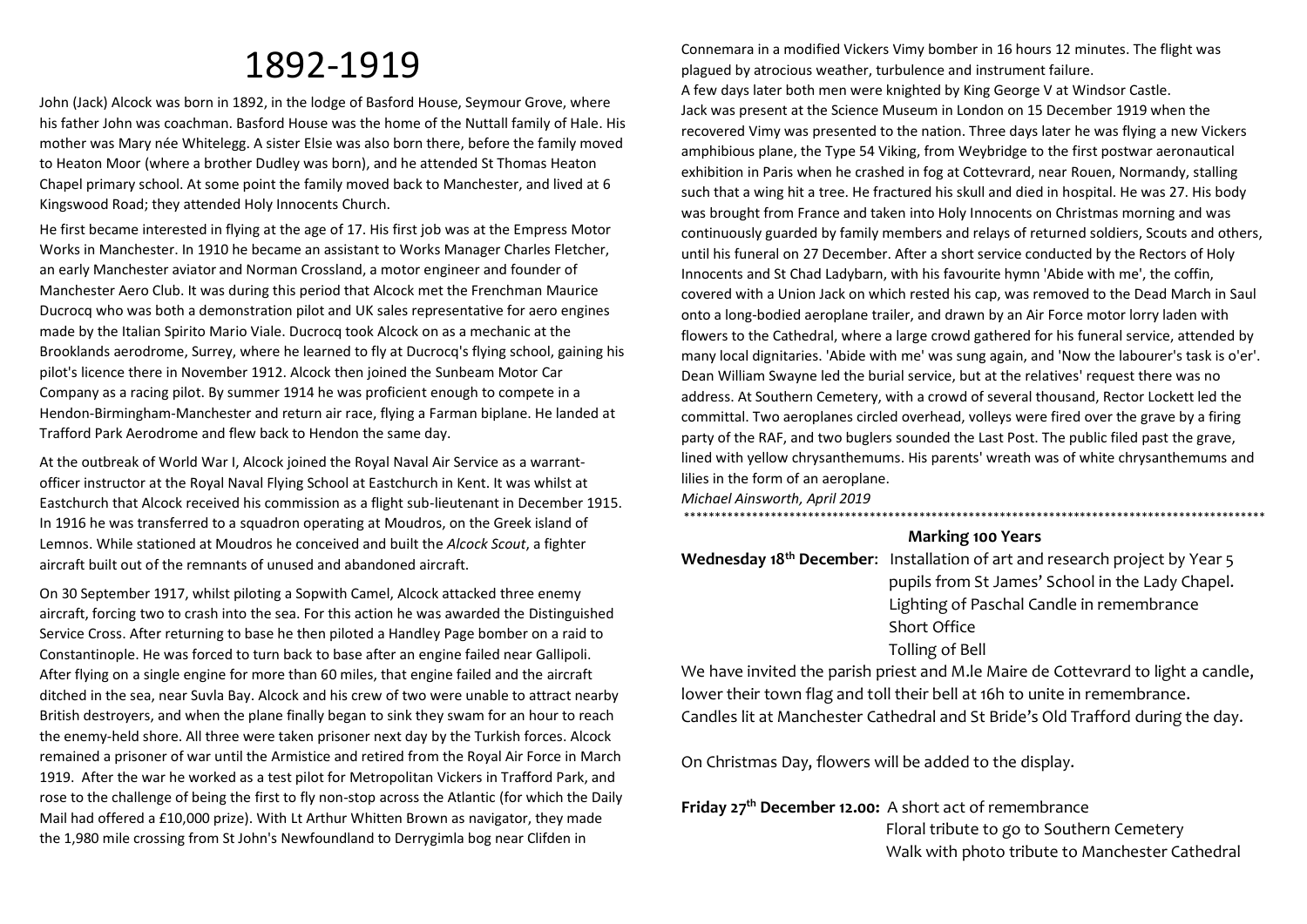# 1892-1919

John (Jack) Alcock was born in 1892, in the lodge of Basford House, Seymour Grove, where his father John was coachman. Basford House was the home of the Nuttall family of Hale. His mother was Mary née Whitelegg. A sister Elsie was also born there, before the family moved to Heaton Moor (where a brother Dudley was born), and he attended St Thomas Heaton Chapel primary school. At some point the family moved back to Manchester, and lived at 6 Kingswood Road; they attended Holy Innocents Church.

He first became interested in flying at the age of 17. His first job was at the Empress Motor Works in Manchester. In 1910 he became an assistant to Works Manager Charles Fletcher, an early Manchester aviator and Norman Crossland, a motor engineer and founder of Manchester Aero Club. It was during this period that Alcock met the Frenchman Maurice Ducrocq who was both a demonstration pilot and UK sales representative for aero engines made by the Italian Spirito Mario Viale. Ducrocq took Alcock on as a mechanic at the Brooklands aerodrome, Surrey, where he learned to fly at Ducrocq's flying school, gaining his pilot's licence there in November 1912. Alcock then joined the Sunbeam Motor Car Company as a racing pilot. By summer 1914 he was proficient enough to compete in a Hendon-Birmingham-Manchester and return air race, flying a Farman biplane. He landed at Trafford Park Aerodrome and flew back to Hendon the same day.

At the outbreak of World War I, Alcock joined the Royal Naval Air Service as a warrant-officer instructor at the Royal Naval Flying School at Eastchurch in Kent. It was whilst at Eastchurch that Alcock received his commission as a flight sub-lieutenant in December 1915. In 1916 he was transferred to a squadron operating at Moudros, on the Greek island of Lemnos. While stationed at Moudros he conceived and built the *Alcock Scout*, a fighter aircraft built out of the remnants of unused and abandoned aircraft.

On 30 September 1917, whilst piloting a Sopwith Camel, Alcock attacked three enemy aircraft, forcing two to crash into the sea. For this action he was awarded the Distinguished Service Cross. After returning to base he then piloted a Handley Page bomber on a raid to Constantinople. He was forced to turn back to base after an engine failed near Gallipoli. After flying on a single engine for more than 60 miles, that engine failed and the aircraft ditched in the sea, near Suvla Bay. Alcock and his crew of two were unable to attract nearby British destroyers, and when the plane finally began to sink they swam for an hour to reach the enemy-held shore. All three were taken prisoner next day by the Turkish forces. Alcock remained a prisoner of war until the Armistice and retired from the Royal Air Force in March 1919. After the war he worked as a test pilot for Metropolitan Vickers in Trafford Park, and rose to the challenge of being the first to fly non-stop across the Atlantic (for which the Daily Mail had offered a £10,000 prize). With Lt Arthur Whitten Brown as navigator, they made the 1,980 mile crossing from St John's Newfoundland to Derrygimla bog near Clifden in Connemara in a modified Vickers Vimy bomber in 16 hours 12 minutes. The flight was plagued by atrocious weather, turbulence and instrument failure.

A few days later both men were knighted by King George V at Windsor Castle.

Jack was present at the Science Museum in London on 15 December 1919 when the recovered Vimy was presented to the nation. Three days later he was flying a new Vickers amphibious plane, the Type 54 Viking, from Weybridge to the first postwar aeronautical exhibition in Paris when he crashed in fog at Cottevrard, near Rouen, Normandy, stalling such that a wing hit a tree. He fractured his skull and died in hospital. He was 27. His body was brought from France and taken into Holy Innocents on Christmas morning and was continuously guarded by family members and relays of returned soldiers, Scouts and others, until his funeral on 27 December. After a short service conducted by the Rectors of Holy Innocents and St Chad Ladybarn, with his favourite hymn 'Abide with me', the coffin, covered with a Union Jack on which rested his cap, was removed to the Dead March in Saul onto a long-bodied aeroplane trailer, and drawn by an Air Force motor lorry laden with flowers to the Cathedral, where a large crowd gathered for his funeral service, attended by many local dignitaries. 'Abide with me' was sung again, and 'Now the labourer's task is o'er'. Dean William Swayne led the burial service, but at the relatives' request there was no address. At Southern Cemetery, with a crowd of several thousand, Rector Lockett led the committal. Two aeroplanes circled overhead, volleys were fired over the grave by a firing party of the RAF, and two buglers sounded the Last Post. The public filed past the grave, lined with yellow chrysanthemums. His parents' wreath was of white chrysanthemums and lilies in the form of an aeroplane.

*Michael Ainsworth, April 2019*

---

**Marking 100 Years**

**Wednesday 18th December**: Installation of art and research project by Year 5 pupils from St James' School in the Lady Chapel.
Lighting of Paschal Candle in remembrance
Short Office
Tolling of Bell

We have invited the parish priest and M.le Maire de Cottevrard to light a candle, lower their town flag and toll their bell at 16h to unite in remembrance.
Candles lit at Manchester Cathedral and St Bride's Old Trafford during the day.

On Christmas Day, flowers will be added to the display.

**Friday 27th December 12.00:** A short act of remembrance
Floral tribute to go to Southern Cemetery
Walk with photo tribute to Manchester Cathedral